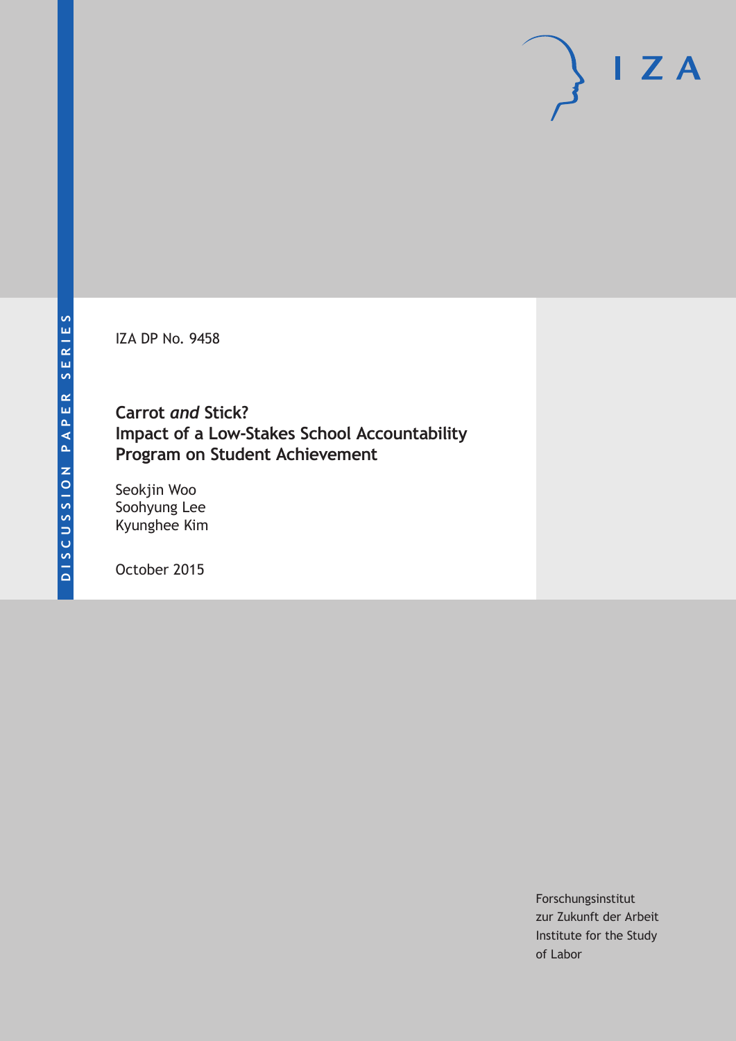DISCUSSION PAPER SERIES

IZA DP No. 9458

# Carrot *and* Stick? Impact of a Low-Stakes School Accountability Program on Student Achievement

Seokjin Woo
Soohyung Lee
Kyunghee Kim

October 2015

Forschungsinstitut
zur Zukunft der Arbeit
Institute for the Study
of Labor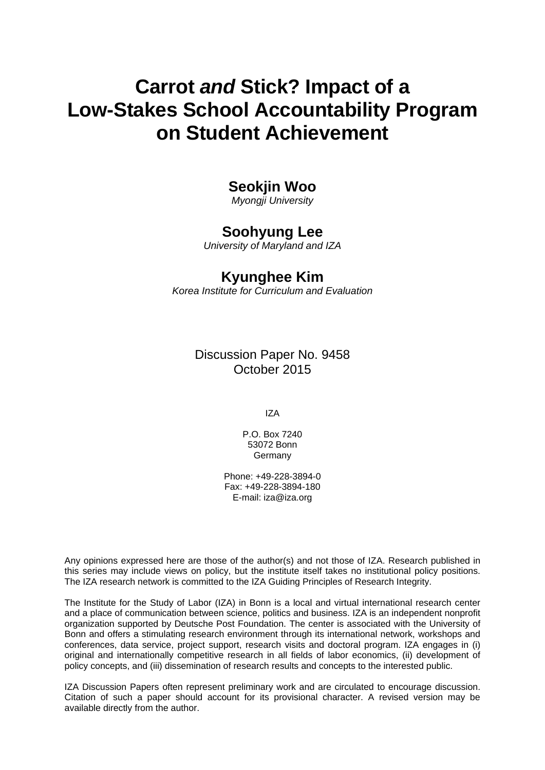# Carrot *and* Stick? Impact of a Low-Stakes School Accountability Program on Student Achievement

**Seokjin Woo**
*Myongji University*

**Soohyung Lee**
*University of Maryland and IZA*

**Kyunghee Kim**
*Korea Institute for Curriculum and Evaluation*

Discussion Paper No. 9458
October 2015

IZA

P.O. Box 7240
53072 Bonn
Germany

Phone: +49-228-3894-0
Fax: +49-228-3894-180
E-mail: iza@iza.org

Any opinions expressed here are those of the author(s) and not those of IZA. Research published in this series may include views on policy, but the institute itself takes no institutional policy positions. The IZA research network is committed to the IZA Guiding Principles of Research Integrity.

The Institute for the Study of Labor (IZA) in Bonn is a local and virtual international research center and a place of communication between science, politics and business. IZA is an independent nonprofit organization supported by Deutsche Post Foundation. The center is associated with the University of Bonn and offers a stimulating research environment through its international network, workshops and conferences, data service, project support, research visits and doctoral program. IZA engages in (i) original and internationally competitive research in all fields of labor economics, (ii) development of policy concepts, and (iii) dissemination of research results and concepts to the interested public.

IZA Discussion Papers often represent preliminary work and are circulated to encourage discussion. Citation of such a paper should account for its provisional character. A revised version may be available directly from the author.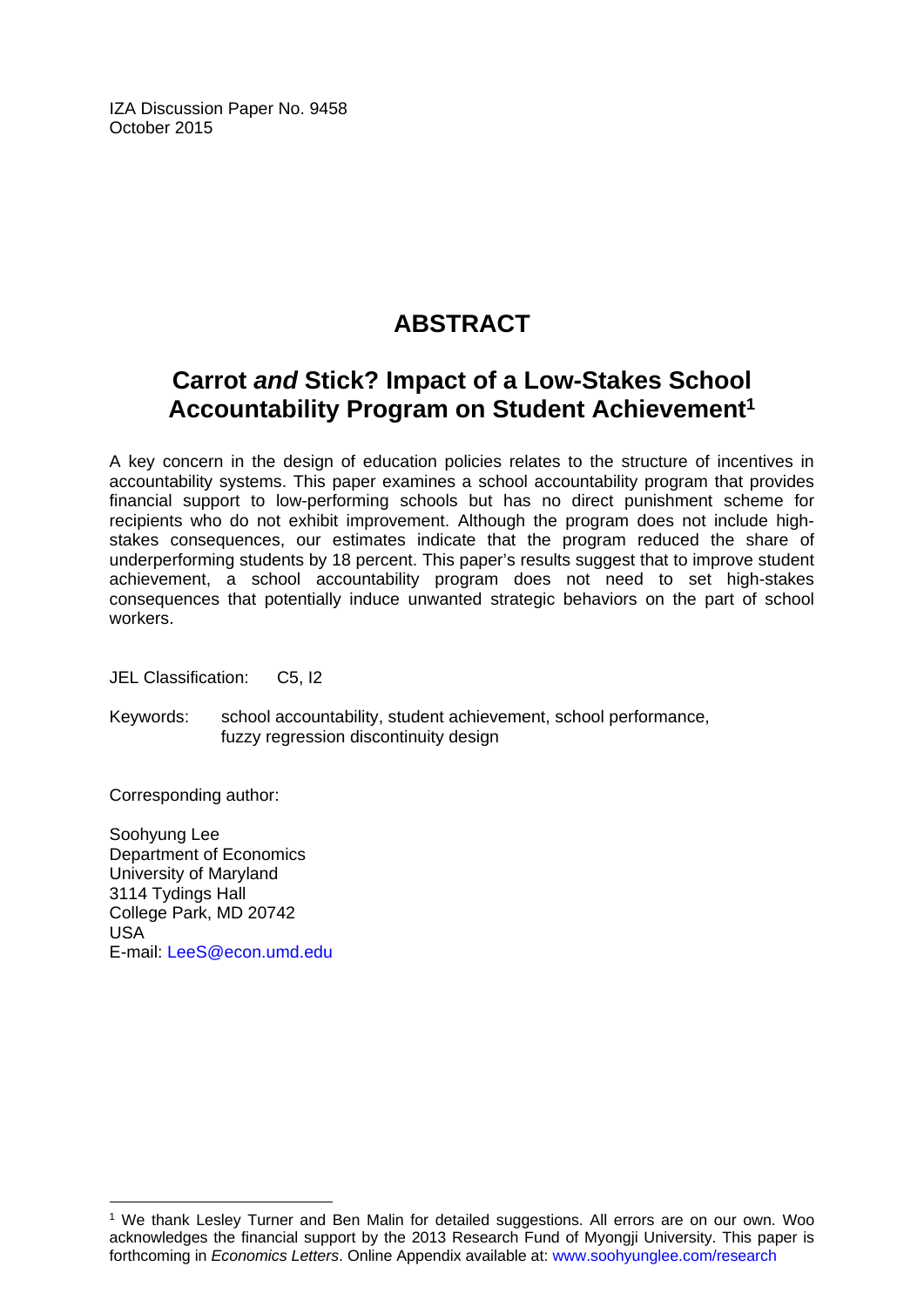IZA Discussion Paper No. 9458
October 2015

# ABSTRACT

## Carrot *and* Stick? Impact of a Low-Stakes School Accountability Program on Student Achievement[1]

A key concern in the design of education policies relates to the structure of incentives in accountability systems. This paper examines a school accountability program that provides financial support to low-performing schools but has no direct punishment scheme for recipients who do not exhibit improvement. Although the program does not include high-stakes consequences, our estimates indicate that the program reduced the share of underperforming students by 18 percent. This paper's results suggest that to improve student achievement, a school accountability program does not need to set high-stakes consequences that potentially induce unwanted strategic behaviors on the part of school workers.

JEL Classification: C5, I2

Keywords: school accountability, student achievement, school performance, fuzzy regression discontinuity design

Corresponding author:

Soohyung Lee
Department of Economics
University of Maryland
3114 Tydings Hall
College Park, MD 20742
USA
E-mail: LeeS@econ.umd.edu

[1] We thank Lesley Turner and Ben Malin for detailed suggestions. All errors are on our own. Woo acknowledges the financial support by the 2013 Research Fund of Myongji University. This paper is forthcoming in *Economics Letters*. Online Appendix available at: www.soohyunglee.com/research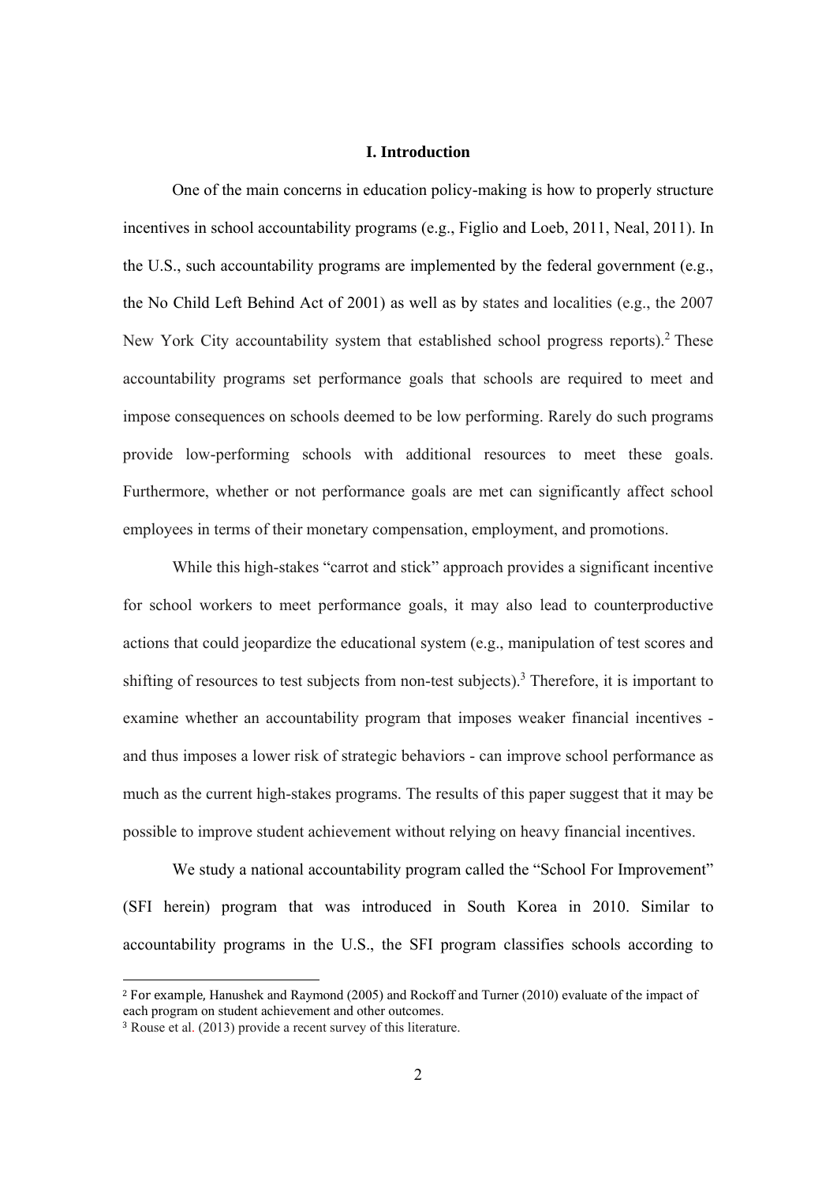## I. Introduction

One of the main concerns in education policy-making is how to properly structure incentives in school accountability programs (e.g., Figlio and Loeb, 2011, Neal, 2011). In the U.S., such accountability programs are implemented by the federal government (e.g., the No Child Left Behind Act of 2001) as well as by states and localities (e.g., the 2007 New York City accountability system that established school progress reports).[2] These accountability programs set performance goals that schools are required to meet and impose consequences on schools deemed to be low performing. Rarely do such programs provide low-performing schools with additional resources to meet these goals. Furthermore, whether or not performance goals are met can significantly affect school employees in terms of their monetary compensation, employment, and promotions.

While this high-stakes "carrot and stick" approach provides a significant incentive for school workers to meet performance goals, it may also lead to counterproductive actions that could jeopardize the educational system (e.g., manipulation of test scores and shifting of resources to test subjects from non-test subjects).[3] Therefore, it is important to examine whether an accountability program that imposes weaker financial incentives - and thus imposes a lower risk of strategic behaviors - can improve school performance as much as the current high-stakes programs. The results of this paper suggest that it may be possible to improve student achievement without relying on heavy financial incentives.

We study a national accountability program called the "School For Improvement" (SFI herein) program that was introduced in South Korea in 2010. Similar to accountability programs in the U.S., the SFI program classifies schools according to

[2] For example, Hanushek and Raymond (2005) and Rockoff and Turner (2010) evaluate of the impact of each program on student achievement and other outcomes.

[3] Rouse et al. (2013) provide a recent survey of this literature.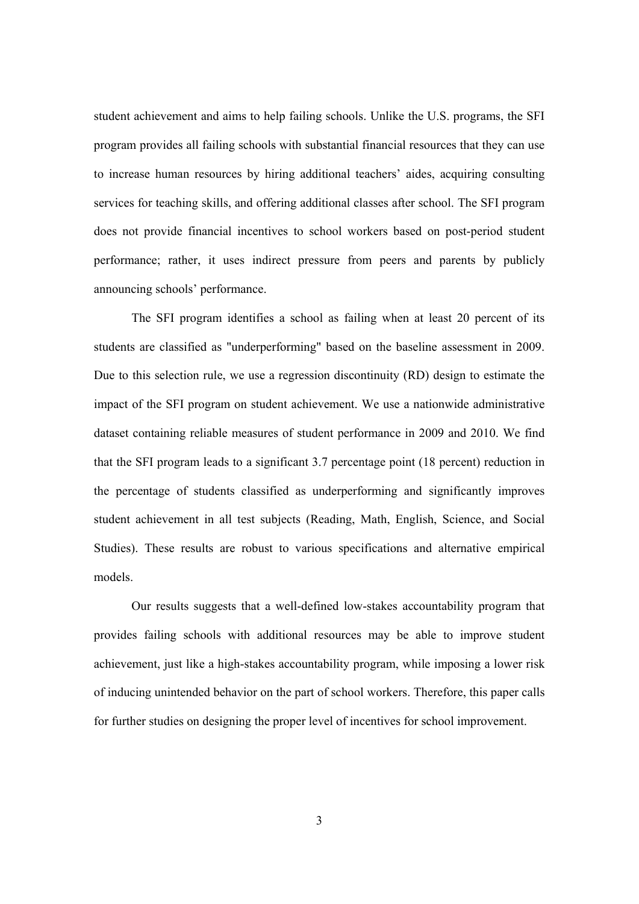student achievement and aims to help failing schools. Unlike the U.S. programs, the SFI program provides all failing schools with substantial financial resources that they can use to increase human resources by hiring additional teachers' aides, acquiring consulting services for teaching skills, and offering additional classes after school. The SFI program does not provide financial incentives to school workers based on post-period student performance; rather, it uses indirect pressure from peers and parents by publicly announcing schools' performance.

The SFI program identifies a school as failing when at least 20 percent of its students are classified as "underperforming" based on the baseline assessment in 2009. Due to this selection rule, we use a regression discontinuity (RD) design to estimate the impact of the SFI program on student achievement. We use a nationwide administrative dataset containing reliable measures of student performance in 2009 and 2010. We find that the SFI program leads to a significant 3.7 percentage point (18 percent) reduction in the percentage of students classified as underperforming and significantly improves student achievement in all test subjects (Reading, Math, English, Science, and Social Studies). These results are robust to various specifications and alternative empirical models.

Our results suggests that a well-defined low-stakes accountability program that provides failing schools with additional resources may be able to improve student achievement, just like a high-stakes accountability program, while imposing a lower risk of inducing unintended behavior on the part of school workers. Therefore, this paper calls for further studies on designing the proper level of incentives for school improvement.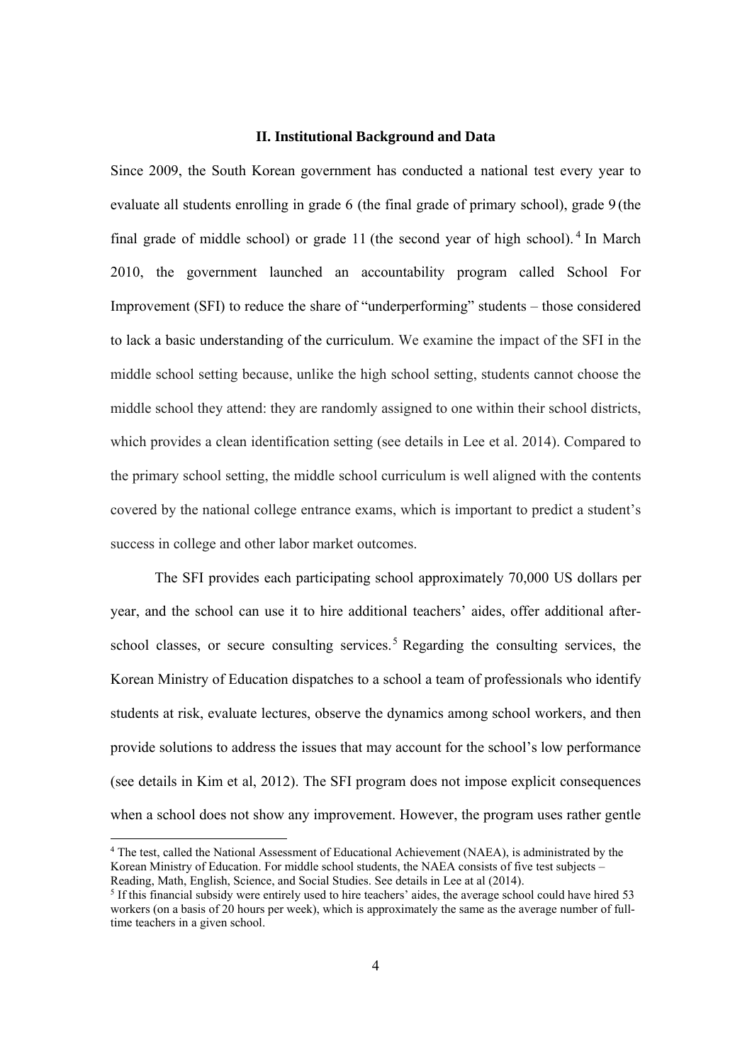## II. Institutional Background and Data

Since 2009, the South Korean government has conducted a national test every year to evaluate all students enrolling in grade 6 (the final grade of primary school), grade 9 (the final grade of middle school) or grade 11 (the second year of high school).[4] In March 2010, the government launched an accountability program called School For Improvement (SFI) to reduce the share of "underperforming" students – those considered to lack a basic understanding of the curriculum. We examine the impact of the SFI in the middle school setting because, unlike the high school setting, students cannot choose the middle school they attend: they are randomly assigned to one within their school districts, which provides a clean identification setting (see details in Lee et al. 2014). Compared to the primary school setting, the middle school curriculum is well aligned with the contents covered by the national college entrance exams, which is important to predict a student's success in college and other labor market outcomes.

The SFI provides each participating school approximately 70,000 US dollars per year, and the school can use it to hire additional teachers' aides, offer additional after-school classes, or secure consulting services.[5] Regarding the consulting services, the Korean Ministry of Education dispatches to a school a team of professionals who identify students at risk, evaluate lectures, observe the dynamics among school workers, and then provide solutions to address the issues that may account for the school's low performance (see details in Kim et al, 2012). The SFI program does not impose explicit consequences when a school does not show any improvement. However, the program uses rather gentle

[4] The test, called the National Assessment of Educational Achievement (NAEA), is administrated by the Korean Ministry of Education. For middle school students, the NAEA consists of five test subjects – Reading, Math, English, Science, and Social Studies. See details in Lee at al (2014).

[5] If this financial subsidy were entirely used to hire teachers' aides, the average school could have hired 53 workers (on a basis of 20 hours per week), which is approximately the same as the average number of full-time teachers in a given school.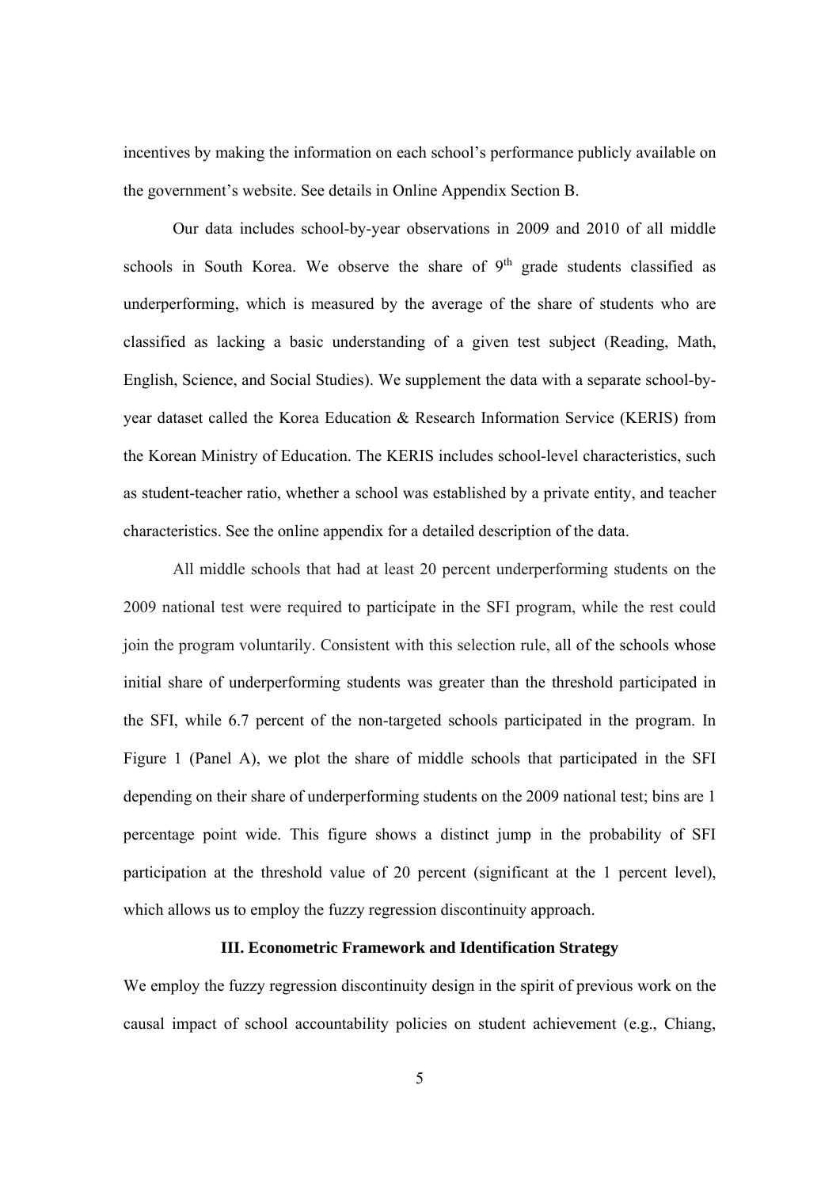incentives by making the information on each school's performance publicly available on the government's website. See details in Online Appendix Section B.

Our data includes school-by-year observations in 2009 and 2010 of all middle schools in South Korea. We observe the share of 9th grade students classified as underperforming, which is measured by the average of the share of students who are classified as lacking a basic understanding of a given test subject (Reading, Math, English, Science, and Social Studies). We supplement the data with a separate school-by-year dataset called the Korea Education & Research Information Service (KERIS) from the Korean Ministry of Education. The KERIS includes school-level characteristics, such as student-teacher ratio, whether a school was established by a private entity, and teacher characteristics. See the online appendix for a detailed description of the data.

All middle schools that had at least 20 percent underperforming students on the 2009 national test were required to participate in the SFI program, while the rest could join the program voluntarily. Consistent with this selection rule, all of the schools whose initial share of underperforming students was greater than the threshold participated in the SFI, while 6.7 percent of the non-targeted schools participated in the program. In Figure 1 (Panel A), we plot the share of middle schools that participated in the SFI depending on their share of underperforming students on the 2009 national test; bins are 1 percentage point wide. This figure shows a distinct jump in the probability of SFI participation at the threshold value of 20 percent (significant at the 1 percent level), which allows us to employ the fuzzy regression discontinuity approach.

### III. Econometric Framework and Identification Strategy

We employ the fuzzy regression discontinuity design in the spirit of previous work on the causal impact of school accountability policies on student achievement (e.g., Chiang,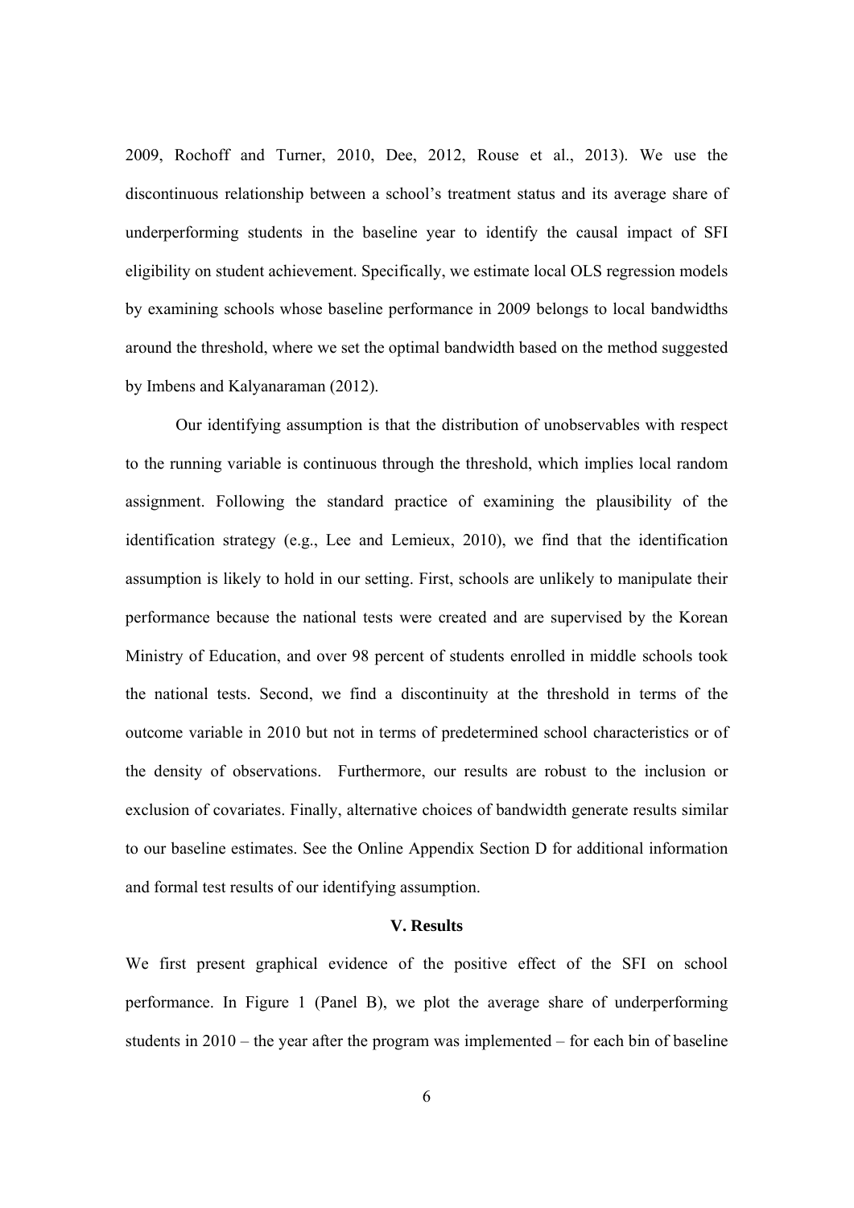2009, Rochoff and Turner, 2010, Dee, 2012, Rouse et al., 2013). We use the discontinuous relationship between a school's treatment status and its average share of underperforming students in the baseline year to identify the causal impact of SFI eligibility on student achievement. Specifically, we estimate local OLS regression models by examining schools whose baseline performance in 2009 belongs to local bandwidths around the threshold, where we set the optimal bandwidth based on the method suggested by Imbens and Kalyanaraman (2012).

Our identifying assumption is that the distribution of unobservables with respect to the running variable is continuous through the threshold, which implies local random assignment. Following the standard practice of examining the plausibility of the identification strategy (e.g., Lee and Lemieux, 2010), we find that the identification assumption is likely to hold in our setting. First, schools are unlikely to manipulate their performance because the national tests were created and are supervised by the Korean Ministry of Education, and over 98 percent of students enrolled in middle schools took the national tests. Second, we find a discontinuity at the threshold in terms of the outcome variable in 2010 but not in terms of predetermined school characteristics or of the density of observations. Furthermore, our results are robust to the inclusion or exclusion of covariates. Finally, alternative choices of bandwidth generate results similar to our baseline estimates. See the Online Appendix Section D for additional information and formal test results of our identifying assumption.

## V. Results

We first present graphical evidence of the positive effect of the SFI on school performance. In Figure 1 (Panel B), we plot the average share of underperforming students in 2010 – the year after the program was implemented – for each bin of baseline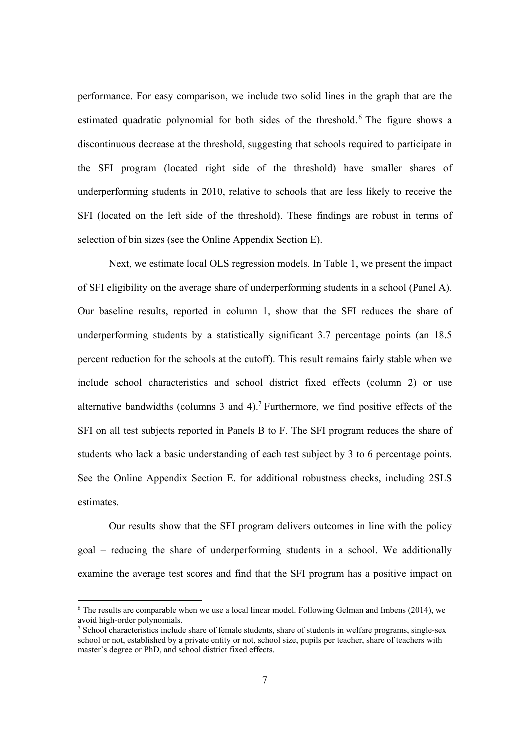performance. For easy comparison, we include two solid lines in the graph that are the estimated quadratic polynomial for both sides of the threshold.[6] The figure shows a discontinuous decrease at the threshold, suggesting that schools required to participate in the SFI program (located right side of the threshold) have smaller shares of underperforming students in 2010, relative to schools that are less likely to receive the SFI (located on the left side of the threshold). These findings are robust in terms of selection of bin sizes (see the Online Appendix Section E).

Next, we estimate local OLS regression models. In Table 1, we present the impact of SFI eligibility on the average share of underperforming students in a school (Panel A). Our baseline results, reported in column 1, show that the SFI reduces the share of underperforming students by a statistically significant 3.7 percentage points (an 18.5 percent reduction for the schools at the cutoff). This result remains fairly stable when we include school characteristics and school district fixed effects (column 2) or use alternative bandwidths (columns 3 and 4).[7] Furthermore, we find positive effects of the SFI on all test subjects reported in Panels B to F. The SFI program reduces the share of students who lack a basic understanding of each test subject by 3 to 6 percentage points. See the Online Appendix Section E. for additional robustness checks, including 2SLS estimates.

Our results show that the SFI program delivers outcomes in line with the policy goal – reducing the share of underperforming students in a school. We additionally examine the average test scores and find that the SFI program has a positive impact on

[6] The results are comparable when we use a local linear model. Following Gelman and Imbens (2014), we avoid high-order polynomials.

[7] School characteristics include share of female students, share of students in welfare programs, single-sex school or not, established by a private entity or not, school size, pupils per teacher, share of teachers with master's degree or PhD, and school district fixed effects.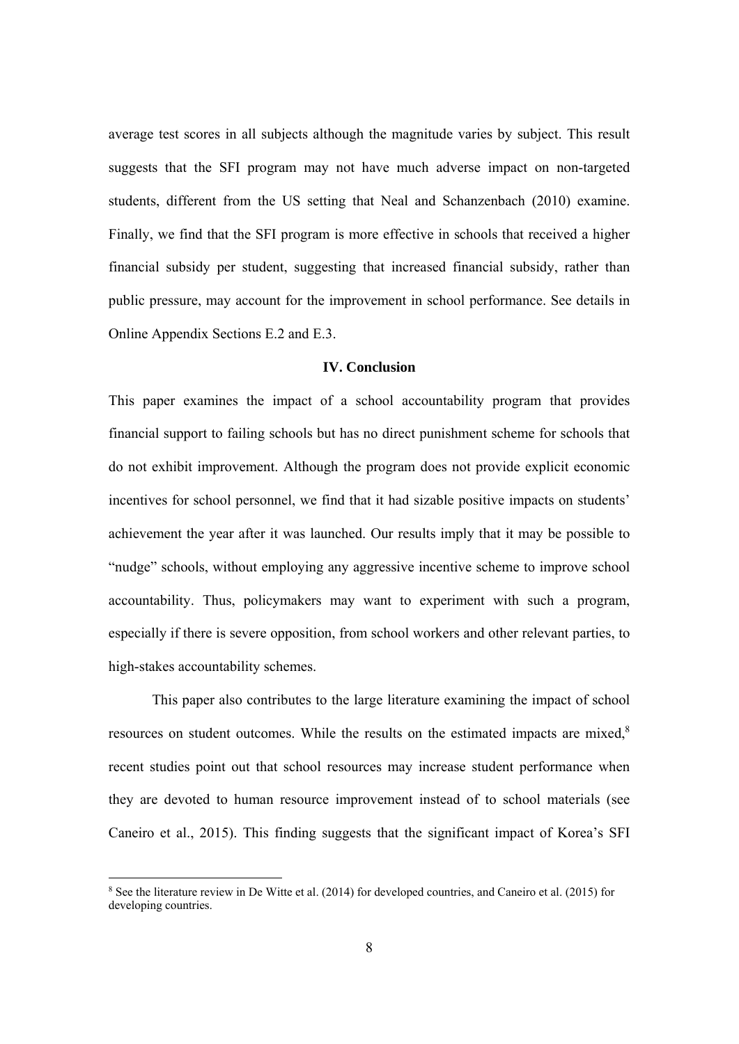average test scores in all subjects although the magnitude varies by subject. This result suggests that the SFI program may not have much adverse impact on non-targeted students, different from the US setting that Neal and Schanzenbach (2010) examine. Finally, we find that the SFI program is more effective in schools that received a higher financial subsidy per student, suggesting that increased financial subsidy, rather than public pressure, may account for the improvement in school performance. See details in Online Appendix Sections E.2 and E.3.

## IV. Conclusion

This paper examines the impact of a school accountability program that provides financial support to failing schools but has no direct punishment scheme for schools that do not exhibit improvement. Although the program does not provide explicit economic incentives for school personnel, we find that it had sizable positive impacts on students' achievement the year after it was launched. Our results imply that it may be possible to "nudge" schools, without employing any aggressive incentive scheme to improve school accountability. Thus, policymakers may want to experiment with such a program, especially if there is severe opposition, from school workers and other relevant parties, to high-stakes accountability schemes.

This paper also contributes to the large literature examining the impact of school resources on student outcomes. While the results on the estimated impacts are mixed,[8] recent studies point out that school resources may increase student performance when they are devoted to human resource improvement instead of to school materials (see Caneiro et al., 2015). This finding suggests that the significant impact of Korea's SFI

[8] See the literature review in De Witte et al. (2014) for developed countries, and Caneiro et al. (2015) for developing countries.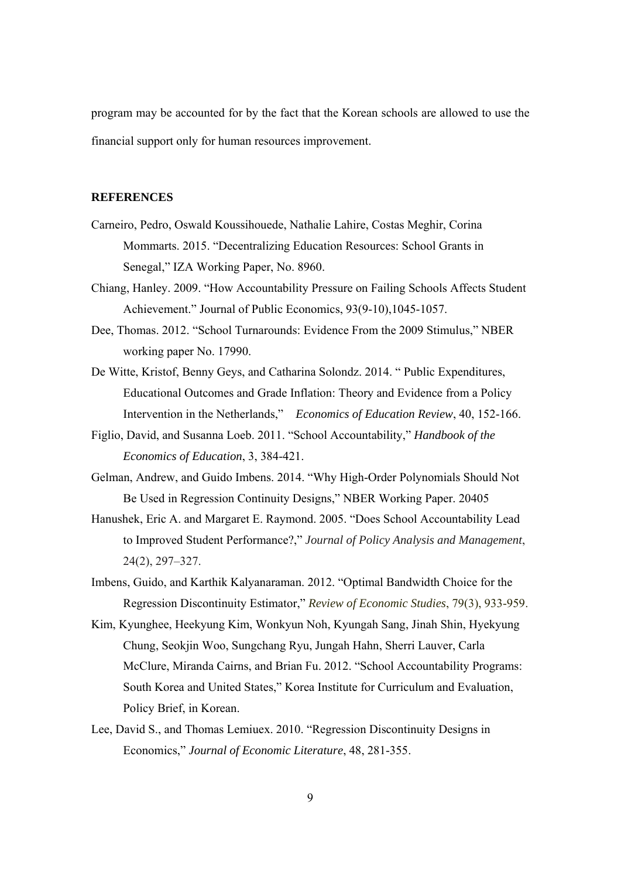program may be accounted for by the fact that the Korean schools are allowed to use the financial support only for human resources improvement.

## REFERENCES

Carneiro, Pedro, Oswald Koussihouede, Nathalie Lahire, Costas Meghir, Corina Mommarts. 2015. "Decentralizing Education Resources: School Grants in Senegal," IZA Working Paper, No. 8960.

Chiang, Hanley. 2009. "How Accountability Pressure on Failing Schools Affects Student Achievement." Journal of Public Economics, 93(9-10),1045-1057.

Dee, Thomas. 2012. "School Turnarounds: Evidence From the 2009 Stimulus," NBER working paper No. 17990.

De Witte, Kristof, Benny Geys, and Catharina Solondz. 2014. " Public Expenditures, Educational Outcomes and Grade Inflation: Theory and Evidence from a Policy Intervention in the Netherlands," *Economics of Education Review*, 40, 152-166.

Figlio, David, and Susanna Loeb. 2011. "School Accountability," *Handbook of the Economics of Education*, 3, 384-421.

Gelman, Andrew, and Guido Imbens. 2014. "Why High-Order Polynomials Should Not Be Used in Regression Continuity Designs," NBER Working Paper. 20405

Hanushek, Eric A. and Margaret E. Raymond. 2005. "Does School Accountability Lead to Improved Student Performance?," *Journal of Policy Analysis and Management*, 24(2), 297–327.

Imbens, Guido, and Karthik Kalyanaraman. 2012. "Optimal Bandwidth Choice for the Regression Discontinuity Estimator," *Review of Economic Studies*, 79(3), 933-959.

Kim, Kyunghee, Heekyung Kim, Wonkyun Noh, Kyungah Sang, Jinah Shin, Hyekyung Chung, Seokjin Woo, Sungchang Ryu, Jungah Hahn, Sherri Lauver, Carla McClure, Miranda Cairns, and Brian Fu. 2012. "School Accountability Programs: South Korea and United States," Korea Institute for Curriculum and Evaluation, Policy Brief, in Korean.

Lee, David S., and Thomas Lemiuex. 2010. "Regression Discontinuity Designs in Economics," *Journal of Economic Literature*, 48, 281-355.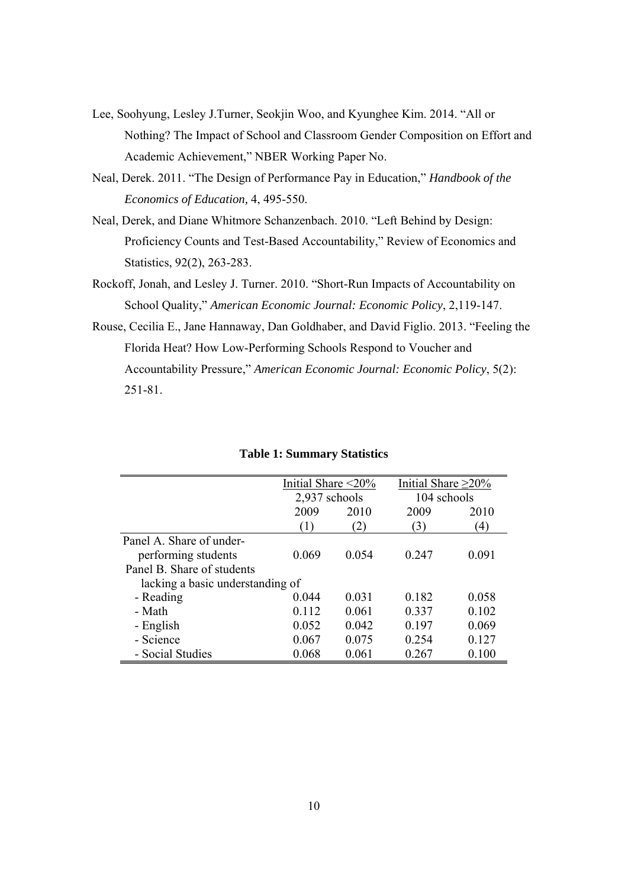Lee, Soohyung, Lesley J.Turner, Seokjin Woo, and Kyunghee Kim. 2014. "All or Nothing? The Impact of School and Classroom Gender Composition on Effort and Academic Achievement," NBER Working Paper No.

Neal, Derek. 2011. "The Design of Performance Pay in Education," *Handbook of the Economics of Education,* 4, 495-550.

Neal, Derek, and Diane Whitmore Schanzenbach. 2010. "Left Behind by Design: Proficiency Counts and Test-Based Accountability," Review of Economics and Statistics, 92(2), 263-283.

Rockoff, Jonah, and Lesley J. Turner. 2010. "Short-Run Impacts of Accountability on School Quality," *American Economic Journal: Economic Policy*, 2,119-147.

Rouse, Cecilia E., Jane Hannaway, Dan Goldhaber, and David Figlio. 2013. "Feeling the Florida Heat? How Low-Performing Schools Respond to Voucher and Accountability Pressure," *American Economic Journal: Economic Policy*, 5(2): 251-81.

**Table 1: Summary Statistics**

| | Initial Share <20% 2,937 schools | | Initial Share ≥20% 104 schools | |
|---|---|---|---|---|
| | 2009 | 2010 | 2009 | 2010 |
| | (1) | (2) | (3) | (4) |
| Panel A. Share of under-performing students | 0.069 | 0.054 | 0.247 | 0.091 |
| Panel B. Share of students lacking a basic understanding of | | | | |
| - Reading | 0.044 | 0.031 | 0.182 | 0.058 |
| - Math | 0.112 | 0.061 | 0.337 | 0.102 |
| - English | 0.052 | 0.042 | 0.197 | 0.069 |
| - Science | 0.067 | 0.075 | 0.254 | 0.127 |
| - Social Studies | 0.068 | 0.061 | 0.267 | 0.100 |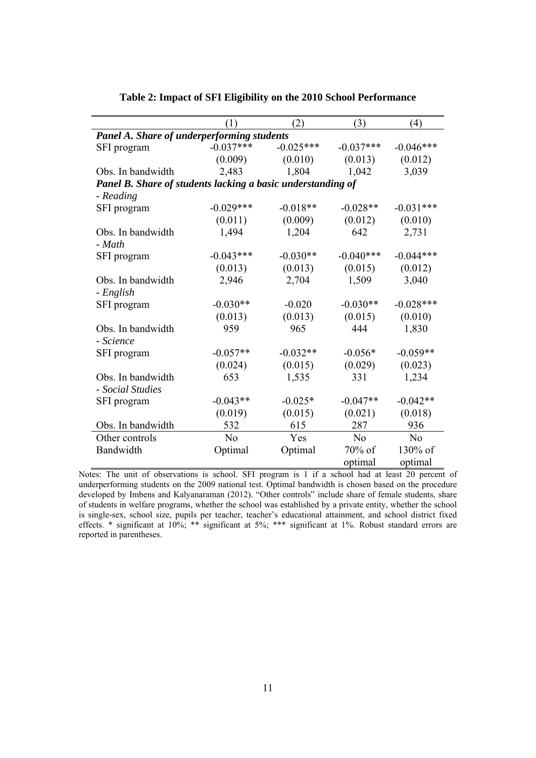**Table 2: Impact of SFI Eligibility on the 2010 School Performance**

| | (1) | (2) | (3) | (4) |
|---|---|---|---|---|
| ***Panel A. Share of underperforming students*** | | | | |
| SFI program | -0.037*** | -0.025*** | -0.037*** | -0.046*** |
| | (0.009) | (0.010) | (0.013) | (0.012) |
| Obs. In bandwidth | 2,483 | 1,804 | 1,042 | 3,039 |
| ***Panel B. Share of students lacking a basic understanding of*** | | | | |
| *- Reading* | | | | |
| SFI program | -0.029*** | -0.018** | -0.028** | -0.031*** |
| | (0.011) | (0.009) | (0.012) | (0.010) |
| Obs. In bandwidth | 1,494 | 1,204 | 642 | 2,731 |
| *- Math* | | | | |
| SFI program | -0.043*** | -0.030** | -0.040*** | -0.044*** |
| | (0.013) | (0.013) | (0.015) | (0.012) |
| Obs. In bandwidth | 2,946 | 2,704 | 1,509 | 3,040 |
| *- English* | | | | |
| SFI program | -0.030** | -0.020 | -0.030** | -0.028*** |
| | (0.013) | (0.013) | (0.015) | (0.010) |
| Obs. In bandwidth | 959 | 965 | 444 | 1,830 |
| *- Science* | | | | |
| SFI program | -0.057** | -0.032** | -0.056* | -0.059** |
| | (0.024) | (0.015) | (0.029) | (0.023) |
| Obs. In bandwidth | 653 | 1,535 | 331 | 1,234 |
| *- Social Studies* | | | | |
| SFI program | -0.043** | -0.025* | -0.047** | -0.042** |
| | (0.019) | (0.015) | (0.021) | (0.018) |
| Obs. In bandwidth | 532 | 615 | 287 | 936 |
| Other controls | No | Yes | No | No |
| Bandwidth | Optimal | Optimal | 70% of optimal | 130% of optimal |

Notes: The unit of observations is school. SFI program is 1 if a school had at least 20 percent of underperforming students on the 2009 national test. Optimal bandwidth is chosen based on the procedure developed by Imbens and Kalyanaraman (2012). "Other controls" include share of female students, share of students in welfare programs, whether the school was established by a private entity, whether the school is single-sex, school size, pupils per teacher, teacher's educational attainment, and school district fixed effects. * significant at 10%; ** significant at 5%; *** significant at 1%. Robust standard errors are reported in parentheses.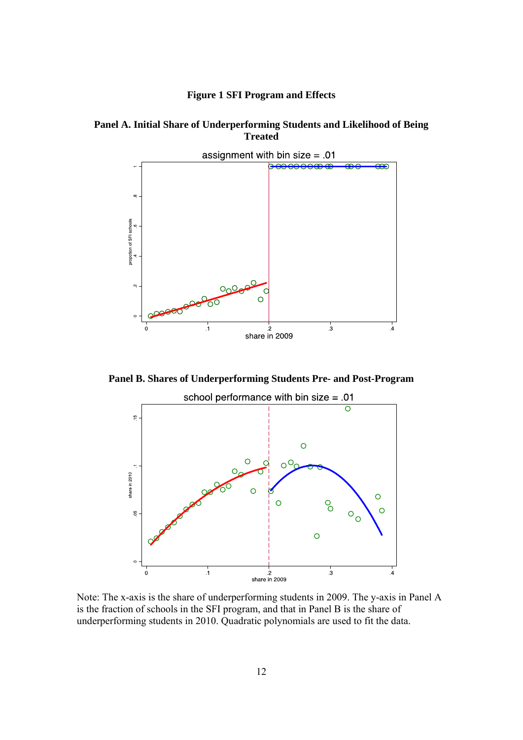**Figure 1 SFI Program and Effects**

**Panel A. Initial Share of Underperforming Students and Likelihood of Being Treated**

assignment with bin size = .01

proportion of SFI schools

0
.2
.4
.6
.8
1

0
.1
.2
.3
.4

share in 2009

**Panel B. Shares of Underperforming Students Pre- and Post-Program**

school performance with bin size = .01

share in 2010

0
.05
.1
.15

0
.1
.2
.3
.4

share in 2009

Note: The x-axis is the share of underperforming students in 2009. The y-axis in Panel A is the fraction of schools in the SFI program, and that in Panel B is the share of underperforming students in 2010. Quadratic polynomials are used to fit the data.